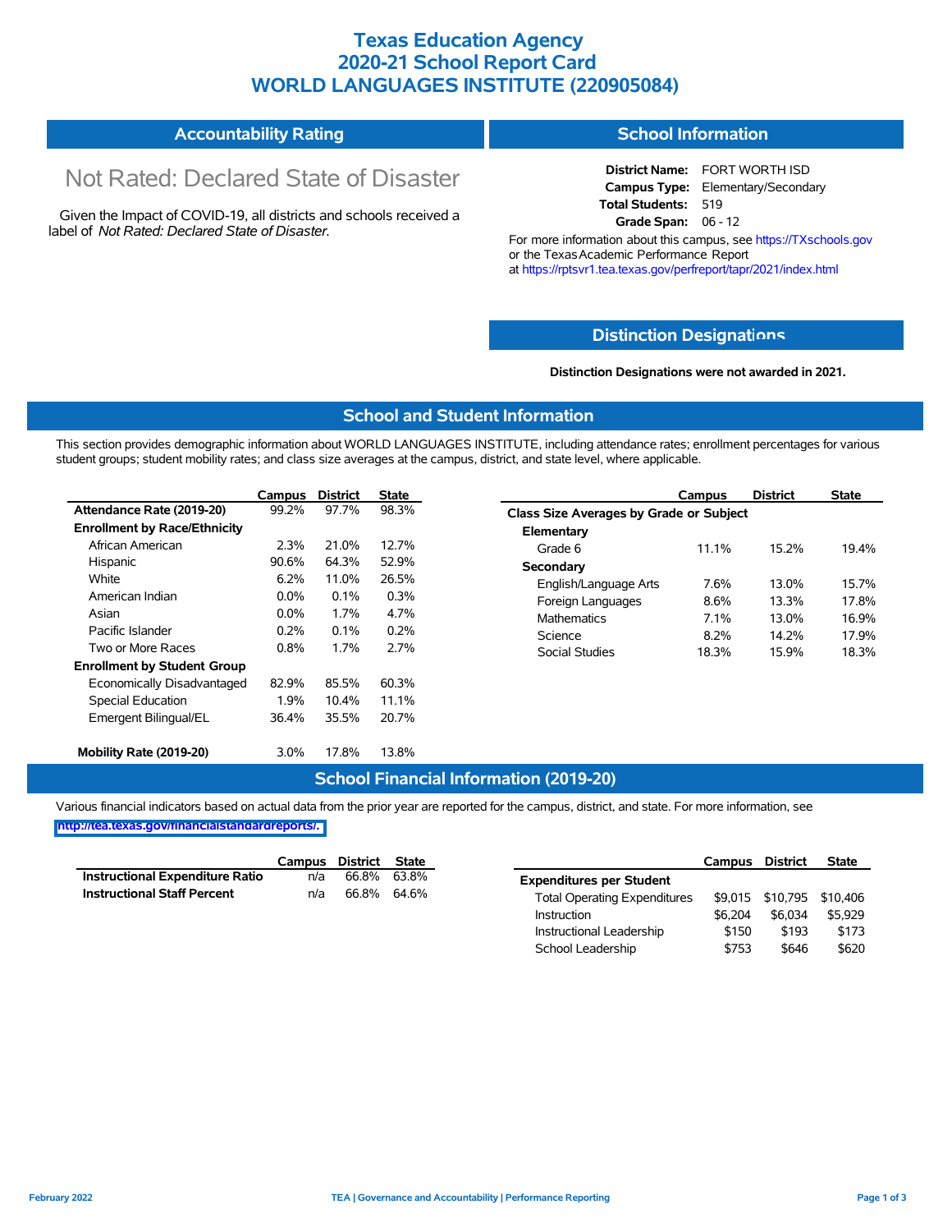# Texas Education Agency
# 2020-21 School Report Card
# WORLD LANGUAGES INSTITUTE (220905084)

## Accountability Rating

Not Rated: Declared State of Disaster

Given the Impact of COVID-19, all districts and schools received a label of *Not Rated: Declared State of Disaster*.

## School Information

**District Name:** FORT WORTH ISD
**Campus Type:** Elementary/Secondary
**Total Students:** 519
**Grade Span:** 06 - 12

For more information about this campus, see https://TXschools.gov or the Texas Academic Performance Report at https://rptsvr1.tea.texas.gov/perfreport/tapr/2021/index.html

## Distinction Designations

**Distinction Designations were not awarded in 2021.**

## School and Student Information

This section provides demographic information about WORLD LANGUAGES INSTITUTE, including attendance rates; enrollment percentages for various student groups; student mobility rates; and class size averages at the campus, district, and state level, where applicable.

| | Campus | District | State |
|---|---|---|---|
| **Attendance Rate (2019-20)** | 99.2% | 97.7% | 98.3% |
| **Enrollment by Race/Ethnicity** | | | |
| African American | 2.3% | 21.0% | 12.7% |
| Hispanic | 90.6% | 64.3% | 52.9% |
| White | 6.2% | 11.0% | 26.5% |
| American Indian | 0.0% | 0.1% | 0.3% |
| Asian | 0.0% | 1.7% | 4.7% |
| Pacific Islander | 0.2% | 0.1% | 0.2% |
| Two or More Races | 0.8% | 1.7% | 2.7% |
| **Enrollment by Student Group** | | | |
| Economically Disadvantaged | 82.9% | 85.5% | 60.3% |
| Special Education | 1.9% | 10.4% | 11.1% |
| Emergent Bilingual/EL | 36.4% | 35.5% | 20.7% |
| **Mobility Rate (2019-20)** | 3.0% | 17.8% | 13.8% |

| | Campus | District | State |
|---|---|---|---|
| **Class Size Averages by Grade or Subject** | | | |
| **Elementary** | | | |
| Grade 6 | 11.1% | 15.2% | 19.4% |
| **Secondary** | | | |
| English/Language Arts | 7.6% | 13.0% | 15.7% |
| Foreign Languages | 8.6% | 13.3% | 17.8% |
| Mathematics | 7.1% | 13.0% | 16.9% |
| Science | 8.2% | 14.2% | 17.9% |
| Social Studies | 18.3% | 15.9% | 18.3% |

## School Financial Information (2019-20)

Various financial indicators based on actual data from the prior year are reported for the campus, district, and state. For more information, see http://tea.texas.gov/financialstandardreports/.

| | Campus | District | State |
|---|---|---|---|
| **Instructional Expenditure Ratio** | n/a | 66.8% | 63.8% |
| **Instructional Staff Percent** | n/a | 66.8% | 64.6% |

| | Campus | District | State |
|---|---|---|---|
| **Expenditures per Student** | | | |
| Total Operating Expenditures | $9,015 | $10,795 | $10,406 |
| Instruction | $6,204 | $6,034 | $5,929 |
| Instructional Leadership | $150 | $193 | $173 |
| School Leadership | $753 | $646 | $620 |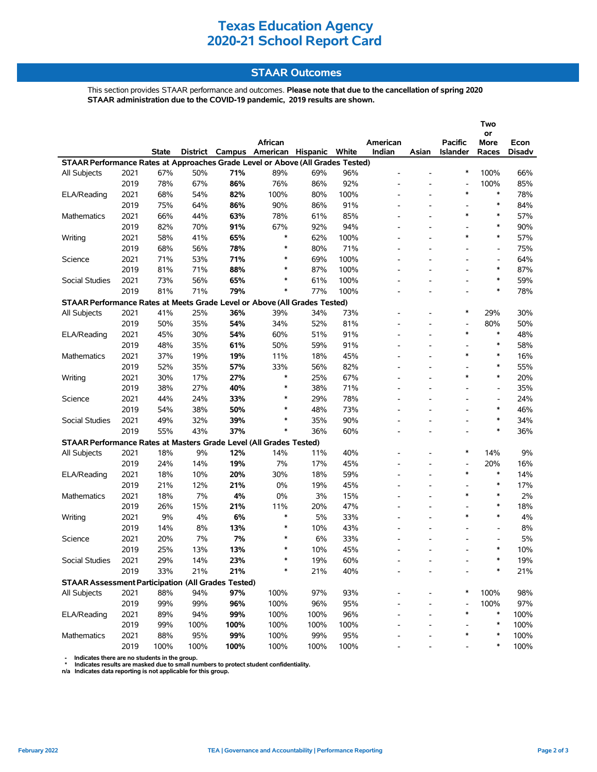# Texas Education Agency
# 2020-21 School Report Card

## STAAR Outcomes

This section provides STAAR performance and outcomes. **Please note that due to the cancellation of spring 2020 STAAR administration due to the COVID-19 pandemic, 2019 results are shown.**

| | | State | District | Campus | African American | Hispanic | White | American Indian | Asian | Pacific Islander | Two or More Races | Econ Disadv |
|---|---|---|---|---|---|---|---|---|---|---|---|---|
| **STAAR Performance Rates at Approaches Grade Level or Above (All Grades Tested)** | | | | | | | | | | | | |
| All Subjects | 2021 | 67% | 50% | **71%** | 89% | 69% | 96% | - | - | * | 100% | 66% |
| | 2019 | 78% | 67% | **86%** | 76% | 86% | 92% | - | - | - | 100% | 85% |
| ELA/Reading | 2021 | 68% | 54% | **82%** | 100% | 80% | 100% | - | - | * | * | 78% |
| | 2019 | 75% | 64% | **86%** | 90% | 86% | 91% | - | - | - | * | 84% |
| Mathematics | 2021 | 66% | 44% | **63%** | 78% | 61% | 85% | - | - | * | * | 57% |
| | 2019 | 82% | 70% | **91%** | 67% | 92% | 94% | - | - | - | * | 90% |
| Writing | 2021 | 58% | 41% | **65%** | * | 62% | 100% | - | - | * | * | 57% |
| | 2019 | 68% | 56% | **78%** | * | 80% | 71% | - | - | - | - | 75% |
| Science | 2021 | 71% | 53% | **71%** | * | 69% | 100% | - | - | - | - | 64% |
| | 2019 | 81% | 71% | **88%** | * | 87% | 100% | - | - | - | * | 87% |
| Social Studies | 2021 | 73% | 56% | **65%** | * | 61% | 100% | - | - | - | * | 59% |
| | 2019 | 81% | 71% | **79%** | * | 77% | 100% | - | - | - | * | 78% |
| **STAAR Performance Rates at Meets Grade Level or Above (All Grades Tested)** | | | | | | | | | | | | |
| All Subjects | 2021 | 41% | 25% | **36%** | 39% | 34% | 73% | - | - | * | 29% | 30% |
| | 2019 | 50% | 35% | **54%** | 34% | 52% | 81% | - | - | - | 80% | 50% |
| ELA/Reading | 2021 | 45% | 30% | **54%** | 60% | 51% | 91% | - | - | * | * | 48% |
| | 2019 | 48% | 35% | **61%** | 50% | 59% | 91% | - | - | - | * | 58% |
| Mathematics | 2021 | 37% | 19% | **19%** | 11% | 18% | 45% | - | - | * | * | 16% |
| | 2019 | 52% | 35% | **57%** | 33% | 56% | 82% | - | - | - | * | 55% |
| Writing | 2021 | 30% | 17% | **27%** | * | 25% | 67% | - | - | * | * | 20% |
| | 2019 | 38% | 27% | **40%** | * | 38% | 71% | - | - | - | - | 35% |
| Science | 2021 | 44% | 24% | **33%** | * | 29% | 78% | - | - | - | - | 24% |
| | 2019 | 54% | 38% | **50%** | * | 48% | 73% | - | - | - | * | 46% |
| Social Studies | 2021 | 49% | 32% | **39%** | * | 35% | 90% | - | - | - | * | 34% |
| | 2019 | 55% | 43% | **37%** | * | 36% | 60% | - | - | - | * | 36% |
| **STAAR Performance Rates at Masters Grade Level (All Grades Tested)** | | | | | | | | | | | | |
| All Subjects | 2021 | 18% | 9% | **12%** | 14% | 11% | 40% | - | - | * | 14% | 9% |
| | 2019 | 24% | 14% | **19%** | 7% | 17% | 45% | - | - | - | 20% | 16% |
| ELA/Reading | 2021 | 18% | 10% | **20%** | 30% | 18% | 59% | - | - | * | * | 14% |
| | 2019 | 21% | 12% | **21%** | 0% | 19% | 45% | - | - | - | * | 17% |
| Mathematics | 2021 | 18% | 7% | **4%** | 0% | 3% | 15% | - | - | * | * | 2% |
| | 2019 | 26% | 15% | **21%** | 11% | 20% | 47% | - | - | - | * | 18% |
| Writing | 2021 | 9% | 4% | **6%** | * | 5% | 33% | - | - | * | * | 4% |
| | 2019 | 14% | 8% | **13%** | * | 10% | 43% | - | - | - | - | 8% |
| Science | 2021 | 20% | 7% | **7%** | * | 6% | 33% | - | - | - | - | 5% |
| | 2019 | 25% | 13% | **13%** | * | 10% | 45% | - | - | - | * | 10% |
| Social Studies | 2021 | 29% | 14% | **23%** | * | 19% | 60% | - | - | - | * | 19% |
| | 2019 | 33% | 21% | **21%** | * | 21% | 40% | - | - | - | * | 21% |
| **STAAR Assessment Participation (All Grades Tested)** | | | | | | | | | | | | |
| All Subjects | 2021 | 88% | 94% | **97%** | 100% | 97% | 93% | - | - | * | 100% | 98% |
| | 2019 | 99% | 99% | **96%** | 100% | 96% | 95% | - | - | - | 100% | 97% |
| ELA/Reading | 2021 | 89% | 94% | **99%** | 100% | 100% | 96% | - | - | * | * | 100% |
| | 2019 | 99% | 100% | **100%** | 100% | 100% | 100% | - | - | - | * | 100% |
| Mathematics | 2021 | 88% | 95% | **99%** | 100% | 99% | 95% | - | - | * | * | 100% |
| | 2019 | 100% | 100% | **100%** | 100% | 100% | 100% | - | - | - | * | 100% |

**-** Indicates there are no students in the group.
**\*** Indicates results are masked due to small numbers to protect student confidentiality.
**n/a** Indicates data reporting is not applicable for this group.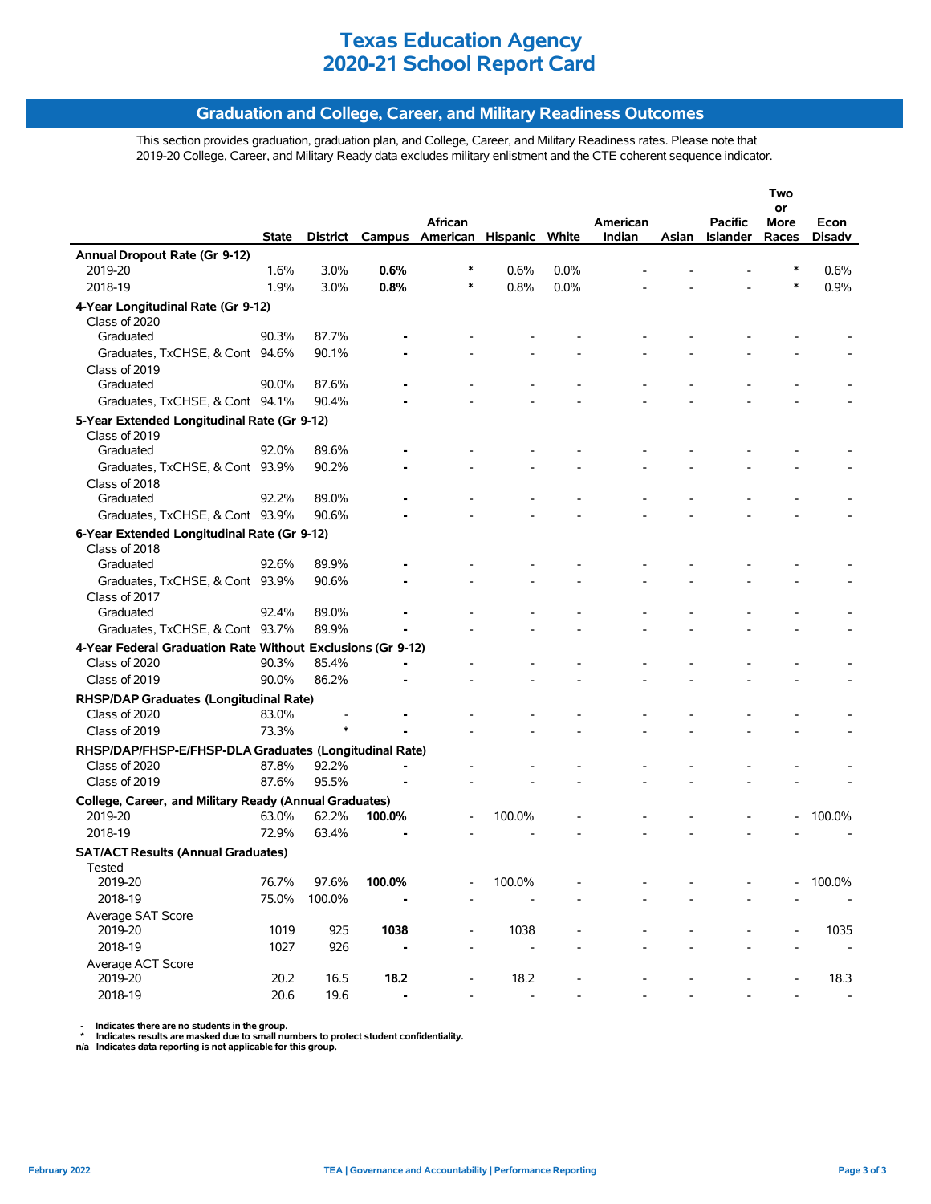# Texas Education Agency
# 2020-21 School Report Card

## Graduation and College, Career, and Military Readiness Outcomes

This section provides graduation, graduation plan, and College, Career, and Military Readiness rates. Please note that 2019-20 College, Career, and Military Ready data excludes military enlistment and the CTE coherent sequence indicator.

| | State | District | Campus | African American | Hispanic | White | American Indian | Asian | Pacific Islander | Two or More Races | Econ Disadv |
|---|---|---|---|---|---|---|---|---|---|---|---|
| **Annual Dropout Rate (Gr 9-12)** | | | | | | | | | | | |
| 2019-20 | 1.6% | 3.0% | **0.6%** | * | 0.6% | 0.0% | - | - | - | * | 0.6% |
| 2018-19 | 1.9% | 3.0% | **0.8%** | * | 0.8% | 0.0% | - | - | - | * | 0.9% |
| **4-Year Longitudinal Rate (Gr 9-12)** | | | | | | | | | | | |
| Class of 2020 | | | | | | | | | | | |
| Graduated | 90.3% | 87.7% | **-** | - | - | - | - | - | - | - | - |
| Graduates, TxCHSE, & Cont | 94.6% | 90.1% | **-** | - | - | - | - | - | - | - | - |
| Class of 2019 | | | | | | | | | | | |
| Graduated | 90.0% | 87.6% | **-** | - | - | - | - | - | - | - | - |
| Graduates, TxCHSE, & Cont | 94.1% | 90.4% | **-** | - | - | - | - | - | - | - | - |
| **5-Year Extended Longitudinal Rate (Gr 9-12)** | | | | | | | | | | | |
| Class of 2019 | | | | | | | | | | | |
| Graduated | 92.0% | 89.6% | **-** | - | - | - | - | - | - | - | - |
| Graduates, TxCHSE, & Cont | 93.9% | 90.2% | **-** | - | - | - | - | - | - | - | - |
| Class of 2018 | | | | | | | | | | | |
| Graduated | 92.2% | 89.0% | **-** | - | - | - | - | - | - | - | - |
| Graduates, TxCHSE, & Cont | 93.9% | 90.6% | **-** | - | - | - | - | - | - | - | - |
| **6-Year Extended Longitudinal Rate (Gr 9-12)** | | | | | | | | | | | |
| Class of 2018 | | | | | | | | | | | |
| Graduated | 92.6% | 89.9% | **-** | - | - | - | - | - | - | - | - |
| Graduates, TxCHSE, & Cont | 93.9% | 90.6% | **-** | - | - | - | - | - | - | - | - |
| Class of 2017 | | | | | | | | | | | |
| Graduated | 92.4% | 89.0% | **-** | - | - | - | - | - | - | - | - |
| Graduates, TxCHSE, & Cont | 93.7% | 89.9% | **-** | - | - | - | - | - | - | - | - |
| **4-Year Federal Graduation Rate Without Exclusions (Gr 9-12)** | | | | | | | | | | | |
| Class of 2020 | 90.3% | 85.4% | **-** | - | - | - | - | - | - | - | - |
| Class of 2019 | 90.0% | 86.2% | **-** | - | - | - | - | - | - | - | - |
| **RHSP/DAP Graduates (Longitudinal Rate)** | | | | | | | | | | | |
| Class of 2020 | 83.0% | - | **-** | - | - | - | - | - | - | - | - |
| Class of 2019 | 73.3% | * | **-** | - | - | - | - | - | - | - | - |
| **RHSP/DAP/FHSP-E/FHSP-DLA Graduates (Longitudinal Rate)** | | | | | | | | | | | |
| Class of 2020 | 87.8% | 92.2% | **-** | - | - | - | - | - | - | - | - |
| Class of 2019 | 87.6% | 95.5% | **-** | - | - | - | - | - | - | - | - |
| **College, Career, and Military Ready (Annual Graduates)** | | | | | | | | | | | |
| 2019-20 | 63.0% | 62.2% | **100.0%** | - | 100.0% | - | - | - | - | - | 100.0% |
| 2018-19 | 72.9% | 63.4% | **-** | - | - | - | - | - | - | - | - |
| **SAT/ACT Results (Annual Graduates)** | | | | | | | | | | | |
| Tested | | | | | | | | | | | |
| 2019-20 | 76.7% | 97.6% | **100.0%** | - | 100.0% | - | - | - | - | - | 100.0% |
| 2018-19 | 75.0% | 100.0% | **-** | - | - | - | - | - | - | - | - |
| Average SAT Score | | | | | | | | | | | |
| 2019-20 | 1019 | 925 | **1038** | - | 1038 | - | - | - | - | - | 1035 |
| 2018-19 | 1027 | 926 | **-** | - | - | - | - | - | - | - | - |
| Average ACT Score | | | | | | | | | | | |
| 2019-20 | 20.2 | 16.5 | **18.2** | - | 18.2 | - | - | - | - | - | 18.3 |
| 2018-19 | 20.6 | 19.6 | **-** | - | - | - | - | - | - | - | - |

**-** Indicates there are no students in the group.
**\*** Indicates results are masked due to small numbers to protect student confidentiality.
**n/a** Indicates data reporting is not applicable for this group.